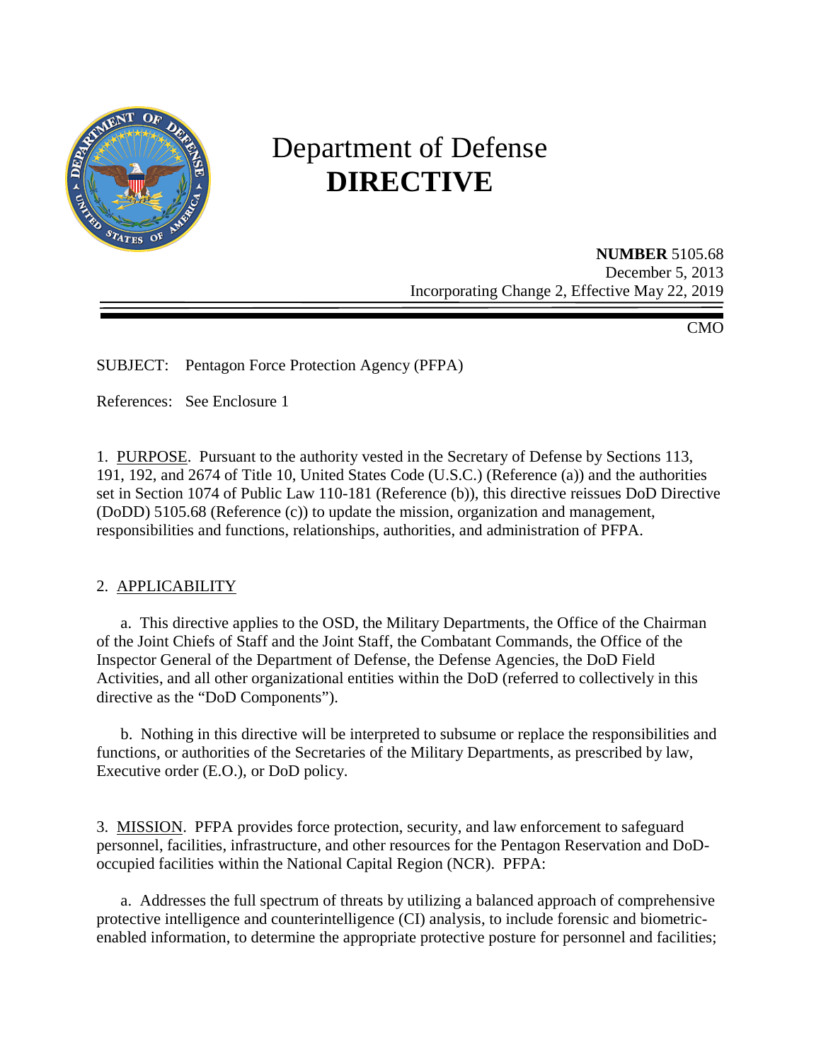# Department of Defense
# DIRECTIVE

**NUMBER** 5105.68
December 5, 2013
Incorporating Change 2, Effective May 22, 2019

CMO

SUBJECT: Pentagon Force Protection Agency (PFPA)

References: See Enclosure 1

1. PURPOSE. Pursuant to the authority vested in the Secretary of Defense by Sections 113, 191, 192, and 2674 of Title 10, United States Code (U.S.C.) (Reference (a)) and the authorities set in Section 1074 of Public Law 110-181 (Reference (b)), this directive reissues DoD Directive (DoDD) 5105.68 (Reference (c)) to update the mission, organization and management, responsibilities and functions, relationships, authorities, and administration of PFPA.

2. APPLICABILITY

a. This directive applies to the OSD, the Military Departments, the Office of the Chairman of the Joint Chiefs of Staff and the Joint Staff, the Combatant Commands, the Office of the Inspector General of the Department of Defense, the Defense Agencies, the DoD Field Activities, and all other organizational entities within the DoD (referred to collectively in this directive as the "DoD Components").

b. Nothing in this directive will be interpreted to subsume or replace the responsibilities and functions, or authorities of the Secretaries of the Military Departments, as prescribed by law, Executive order (E.O.), or DoD policy.

3. MISSION. PFPA provides force protection, security, and law enforcement to safeguard personnel, facilities, infrastructure, and other resources for the Pentagon Reservation and DoD-occupied facilities within the National Capital Region (NCR). PFPA:

a. Addresses the full spectrum of threats by utilizing a balanced approach of comprehensive protective intelligence and counterintelligence (CI) analysis, to include forensic and biometric-enabled information, to determine the appropriate protective posture for personnel and facilities;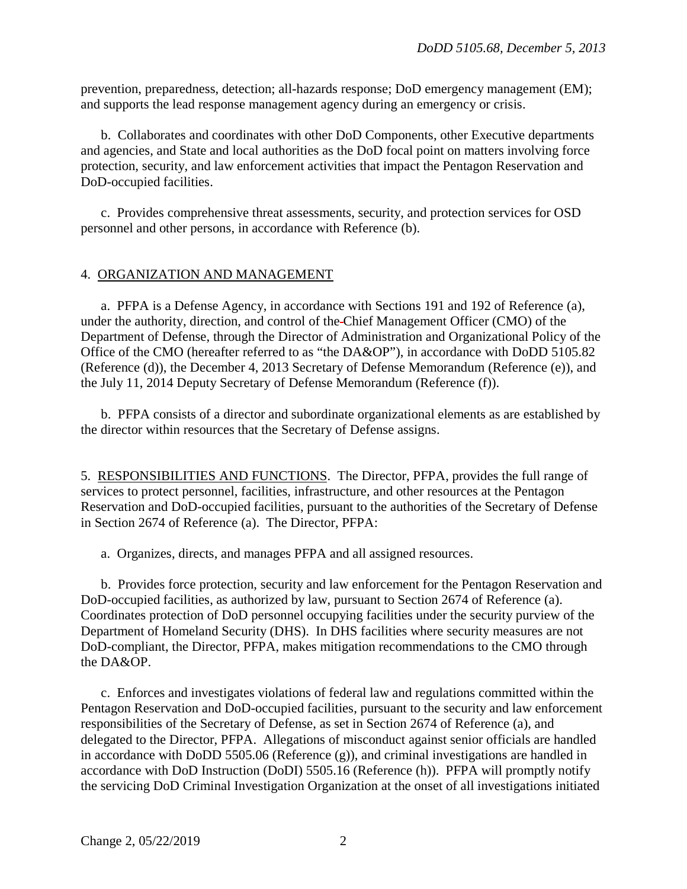prevention, preparedness, detection; all-hazards response; DoD emergency management (EM); and supports the lead response management agency during an emergency or crisis.

b. Collaborates and coordinates with other DoD Components, other Executive departments and agencies, and State and local authorities as the DoD focal point on matters involving force protection, security, and law enforcement activities that impact the Pentagon Reservation and DoD-occupied facilities.

c. Provides comprehensive threat assessments, security, and protection services for OSD personnel and other persons, in accordance with Reference (b).

4. ORGANIZATION AND MANAGEMENT

a. PFPA is a Defense Agency, in accordance with Sections 191 and 192 of Reference (a), under the authority, direction, and control of the Chief Management Officer (CMO) of the Department of Defense, through the Director of Administration and Organizational Policy of the Office of the CMO (hereafter referred to as "the DA&OP"), in accordance with DoDD 5105.82 (Reference (d)), the December 4, 2013 Secretary of Defense Memorandum (Reference (e)), and the July 11, 2014 Deputy Secretary of Defense Memorandum (Reference (f)).

b. PFPA consists of a director and subordinate organizational elements as are established by the director within resources that the Secretary of Defense assigns.

5. RESPONSIBILITIES AND FUNCTIONS. The Director, PFPA, provides the full range of services to protect personnel, facilities, infrastructure, and other resources at the Pentagon Reservation and DoD-occupied facilities, pursuant to the authorities of the Secretary of Defense in Section 2674 of Reference (a). The Director, PFPA:

a. Organizes, directs, and manages PFPA and all assigned resources.

b. Provides force protection, security and law enforcement for the Pentagon Reservation and DoD-occupied facilities, as authorized by law, pursuant to Section 2674 of Reference (a). Coordinates protection of DoD personnel occupying facilities under the security purview of the Department of Homeland Security (DHS). In DHS facilities where security measures are not DoD-compliant, the Director, PFPA, makes mitigation recommendations to the CMO through the DA&OP.

c. Enforces and investigates violations of federal law and regulations committed within the Pentagon Reservation and DoD-occupied facilities, pursuant to the security and law enforcement responsibilities of the Secretary of Defense, as set in Section 2674 of Reference (a), and delegated to the Director, PFPA. Allegations of misconduct against senior officials are handled in accordance with DoDD 5505.06 (Reference (g)), and criminal investigations are handled in accordance with DoD Instruction (DoDI) 5505.16 (Reference (h)). PFPA will promptly notify the servicing DoD Criminal Investigation Organization at the onset of all investigations initiated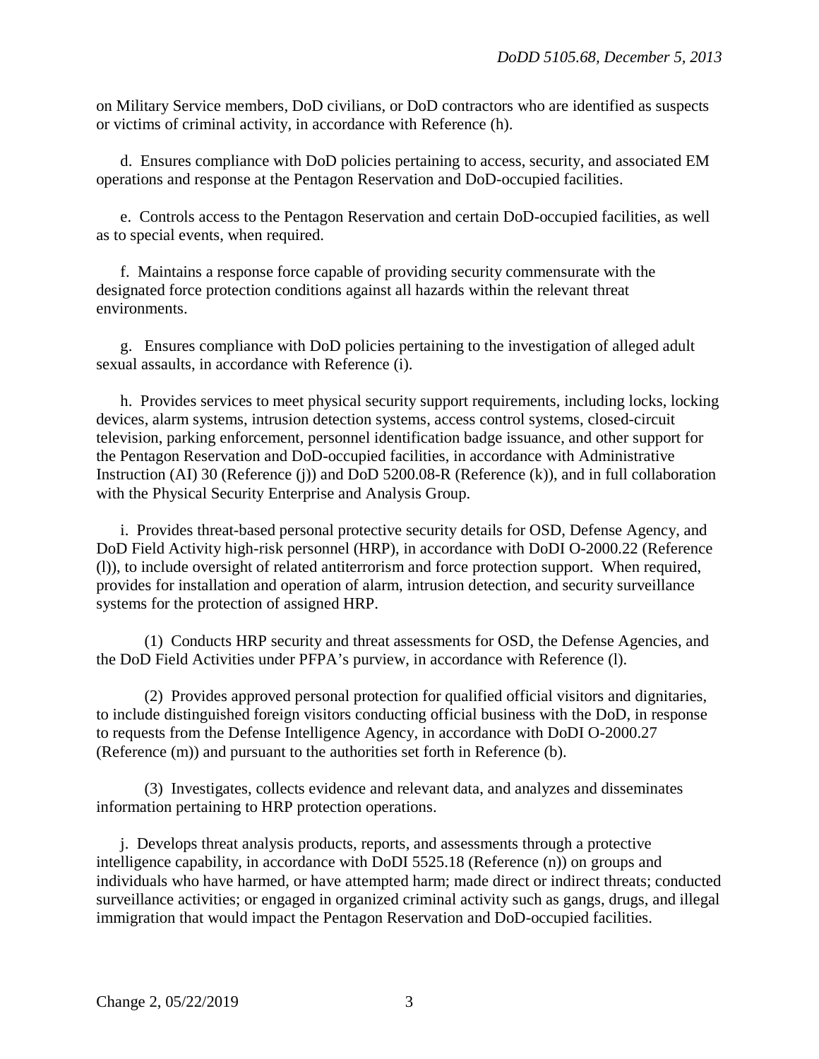on Military Service members, DoD civilians, or DoD contractors who are identified as suspects or victims of criminal activity, in accordance with Reference (h).

d. Ensures compliance with DoD policies pertaining to access, security, and associated EM operations and response at the Pentagon Reservation and DoD-occupied facilities.

e. Controls access to the Pentagon Reservation and certain DoD-occupied facilities, as well as to special events, when required.

f. Maintains a response force capable of providing security commensurate with the designated force protection conditions against all hazards within the relevant threat environments.

g. Ensures compliance with DoD policies pertaining to the investigation of alleged adult sexual assaults, in accordance with Reference (i).

h. Provides services to meet physical security support requirements, including locks, locking devices, alarm systems, intrusion detection systems, access control systems, closed-circuit television, parking enforcement, personnel identification badge issuance, and other support for the Pentagon Reservation and DoD-occupied facilities, in accordance with Administrative Instruction (AI) 30 (Reference (j)) and DoD 5200.08-R (Reference (k)), and in full collaboration with the Physical Security Enterprise and Analysis Group.

i. Provides threat-based personal protective security details for OSD, Defense Agency, and DoD Field Activity high-risk personnel (HRP), in accordance with DoDI O-2000.22 (Reference (l)), to include oversight of related antiterrorism and force protection support. When required, provides for installation and operation of alarm, intrusion detection, and security surveillance systems for the protection of assigned HRP.

(1) Conducts HRP security and threat assessments for OSD, the Defense Agencies, and the DoD Field Activities under PFPA's purview, in accordance with Reference (l).

(2) Provides approved personal protection for qualified official visitors and dignitaries, to include distinguished foreign visitors conducting official business with the DoD, in response to requests from the Defense Intelligence Agency, in accordance with DoDI O-2000.27 (Reference (m)) and pursuant to the authorities set forth in Reference (b).

(3) Investigates, collects evidence and relevant data, and analyzes and disseminates information pertaining to HRP protection operations.

j. Develops threat analysis products, reports, and assessments through a protective intelligence capability, in accordance with DoDI 5525.18 (Reference (n)) on groups and individuals who have harmed, or have attempted harm; made direct or indirect threats; conducted surveillance activities; or engaged in organized criminal activity such as gangs, drugs, and illegal immigration that would impact the Pentagon Reservation and DoD-occupied facilities.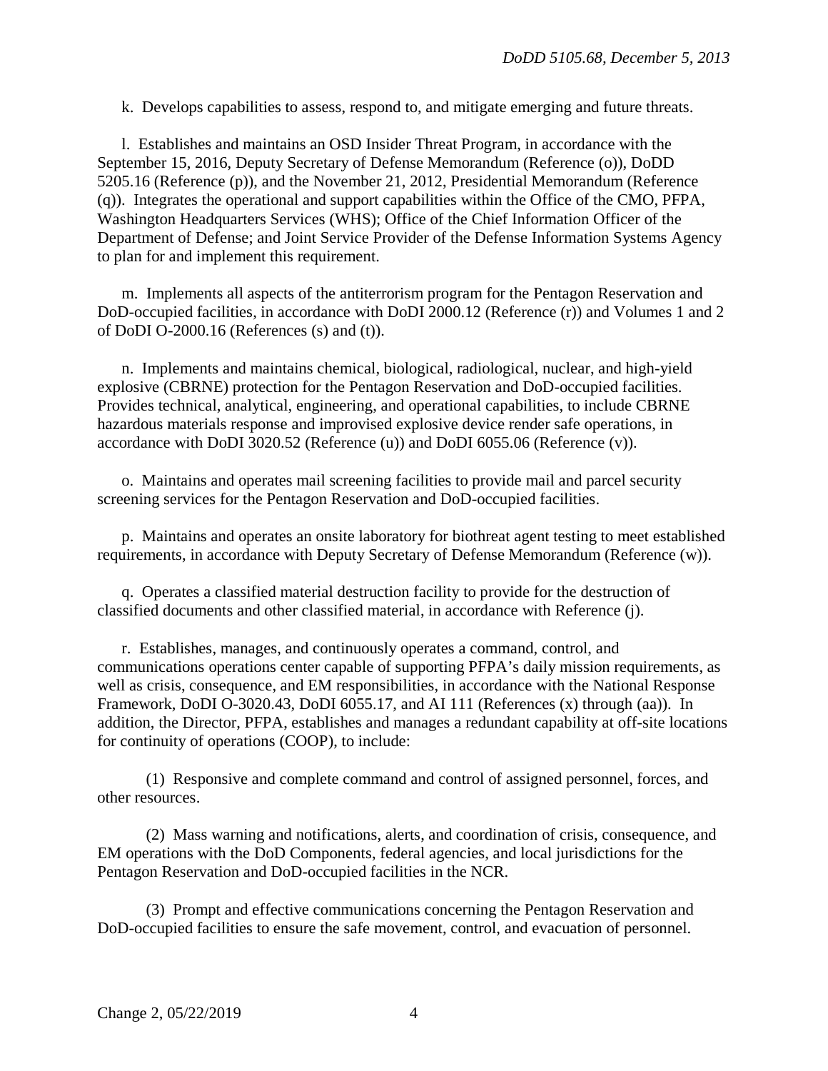k. Develops capabilities to assess, respond to, and mitigate emerging and future threats.

l. Establishes and maintains an OSD Insider Threat Program, in accordance with the September 15, 2016, Deputy Secretary of Defense Memorandum (Reference (o)), DoDD 5205.16 (Reference (p)), and the November 21, 2012, Presidential Memorandum (Reference (q)). Integrates the operational and support capabilities within the Office of the CMO, PFPA, Washington Headquarters Services (WHS); Office of the Chief Information Officer of the Department of Defense; and Joint Service Provider of the Defense Information Systems Agency to plan for and implement this requirement.

m. Implements all aspects of the antiterrorism program for the Pentagon Reservation and DoD-occupied facilities, in accordance with DoDI 2000.12 (Reference (r)) and Volumes 1 and 2 of DoDI O-2000.16 (References (s) and (t)).

n. Implements and maintains chemical, biological, radiological, nuclear, and high-yield explosive (CBRNE) protection for the Pentagon Reservation and DoD-occupied facilities. Provides technical, analytical, engineering, and operational capabilities, to include CBRNE hazardous materials response and improvised explosive device render safe operations, in accordance with DoDI 3020.52 (Reference (u)) and DoDI 6055.06 (Reference (v)).

o. Maintains and operates mail screening facilities to provide mail and parcel security screening services for the Pentagon Reservation and DoD-occupied facilities.

p. Maintains and operates an onsite laboratory for biothreat agent testing to meet established requirements, in accordance with Deputy Secretary of Defense Memorandum (Reference (w)).

q. Operates a classified material destruction facility to provide for the destruction of classified documents and other classified material, in accordance with Reference (j).

r. Establishes, manages, and continuously operates a command, control, and communications operations center capable of supporting PFPA's daily mission requirements, as well as crisis, consequence, and EM responsibilities, in accordance with the National Response Framework, DoDI O-3020.43, DoDI 6055.17, and AI 111 (References (x) through (aa)). In addition, the Director, PFPA, establishes and manages a redundant capability at off-site locations for continuity of operations (COOP), to include:

(1) Responsive and complete command and control of assigned personnel, forces, and other resources.

(2) Mass warning and notifications, alerts, and coordination of crisis, consequence, and EM operations with the DoD Components, federal agencies, and local jurisdictions for the Pentagon Reservation and DoD-occupied facilities in the NCR.

(3) Prompt and effective communications concerning the Pentagon Reservation and DoD-occupied facilities to ensure the safe movement, control, and evacuation of personnel.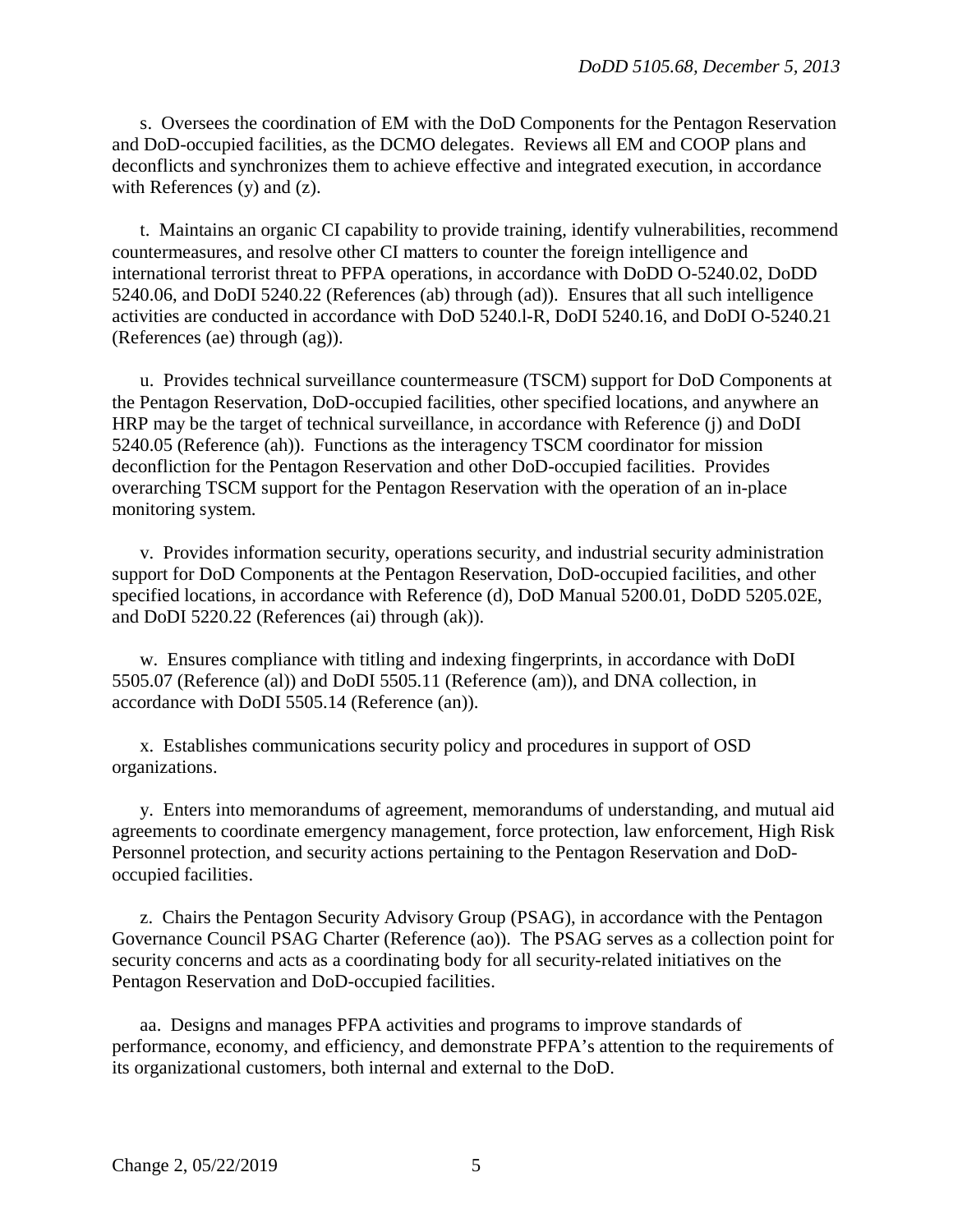s. Oversees the coordination of EM with the DoD Components for the Pentagon Reservation and DoD-occupied facilities, as the DCMO delegates. Reviews all EM and COOP plans and deconflicts and synchronizes them to achieve effective and integrated execution, in accordance with References (y) and (z).

t. Maintains an organic CI capability to provide training, identify vulnerabilities, recommend countermeasures, and resolve other CI matters to counter the foreign intelligence and international terrorist threat to PFPA operations, in accordance with DoDD O-5240.02, DoDD 5240.06, and DoDI 5240.22 (References (ab) through (ad)). Ensures that all such intelligence activities are conducted in accordance with DoD 5240.l-R, DoDI 5240.16, and DoDI O-5240.21 (References (ae) through (ag)).

u. Provides technical surveillance countermeasure (TSCM) support for DoD Components at the Pentagon Reservation, DoD-occupied facilities, other specified locations, and anywhere an HRP may be the target of technical surveillance, in accordance with Reference (j) and DoDI 5240.05 (Reference (ah)). Functions as the interagency TSCM coordinator for mission deconfliction for the Pentagon Reservation and other DoD-occupied facilities. Provides overarching TSCM support for the Pentagon Reservation with the operation of an in-place monitoring system.

v. Provides information security, operations security, and industrial security administration support for DoD Components at the Pentagon Reservation, DoD-occupied facilities, and other specified locations, in accordance with Reference (d), DoD Manual 5200.01, DoDD 5205.02E, and DoDI 5220.22 (References (ai) through (ak)).

w. Ensures compliance with titling and indexing fingerprints, in accordance with DoDI 5505.07 (Reference (al)) and DoDI 5505.11 (Reference (am)), and DNA collection, in accordance with DoDI 5505.14 (Reference (an)).

x. Establishes communications security policy and procedures in support of OSD organizations.

y. Enters into memorandums of agreement, memorandums of understanding, and mutual aid agreements to coordinate emergency management, force protection, law enforcement, High Risk Personnel protection, and security actions pertaining to the Pentagon Reservation and DoD-occupied facilities.

z. Chairs the Pentagon Security Advisory Group (PSAG), in accordance with the Pentagon Governance Council PSAG Charter (Reference (ao)). The PSAG serves as a collection point for security concerns and acts as a coordinating body for all security-related initiatives on the Pentagon Reservation and DoD-occupied facilities.

aa. Designs and manages PFPA activities and programs to improve standards of performance, economy, and efficiency, and demonstrate PFPA's attention to the requirements of its organizational customers, both internal and external to the DoD.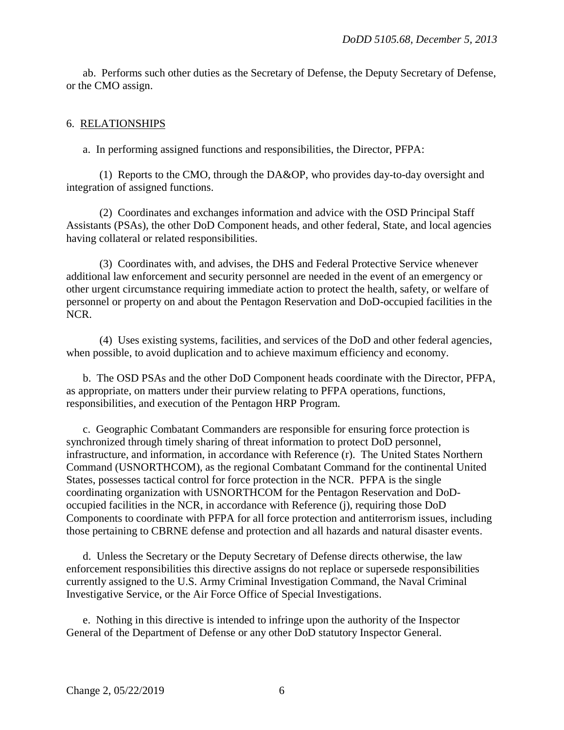ab. Performs such other duties as the Secretary of Defense, the Deputy Secretary of Defense, or the CMO assign.

## 6. RELATIONSHIPS

a. In performing assigned functions and responsibilities, the Director, PFPA:

(1) Reports to the CMO, through the DA&OP, who provides day-to-day oversight and integration of assigned functions.

(2) Coordinates and exchanges information and advice with the OSD Principal Staff Assistants (PSAs), the other DoD Component heads, and other federal, State, and local agencies having collateral or related responsibilities.

(3) Coordinates with, and advises, the DHS and Federal Protective Service whenever additional law enforcement and security personnel are needed in the event of an emergency or other urgent circumstance requiring immediate action to protect the health, safety, or welfare of personnel or property on and about the Pentagon Reservation and DoD-occupied facilities in the NCR.

(4) Uses existing systems, facilities, and services of the DoD and other federal agencies, when possible, to avoid duplication and to achieve maximum efficiency and economy.

b. The OSD PSAs and the other DoD Component heads coordinate with the Director, PFPA, as appropriate, on matters under their purview relating to PFPA operations, functions, responsibilities, and execution of the Pentagon HRP Program.

c. Geographic Combatant Commanders are responsible for ensuring force protection is synchronized through timely sharing of threat information to protect DoD personnel, infrastructure, and information, in accordance with Reference (r). The United States Northern Command (USNORTHCOM), as the regional Combatant Command for the continental United States, possesses tactical control for force protection in the NCR. PFPA is the single coordinating organization with USNORTHCOM for the Pentagon Reservation and DoD-occupied facilities in the NCR, in accordance with Reference (j), requiring those DoD Components to coordinate with PFPA for all force protection and antiterrorism issues, including those pertaining to CBRNE defense and protection and all hazards and natural disaster events.

d. Unless the Secretary or the Deputy Secretary of Defense directs otherwise, the law enforcement responsibilities this directive assigns do not replace or supersede responsibilities currently assigned to the U.S. Army Criminal Investigation Command, the Naval Criminal Investigative Service, or the Air Force Office of Special Investigations.

e. Nothing in this directive is intended to infringe upon the authority of the Inspector General of the Department of Defense or any other DoD statutory Inspector General.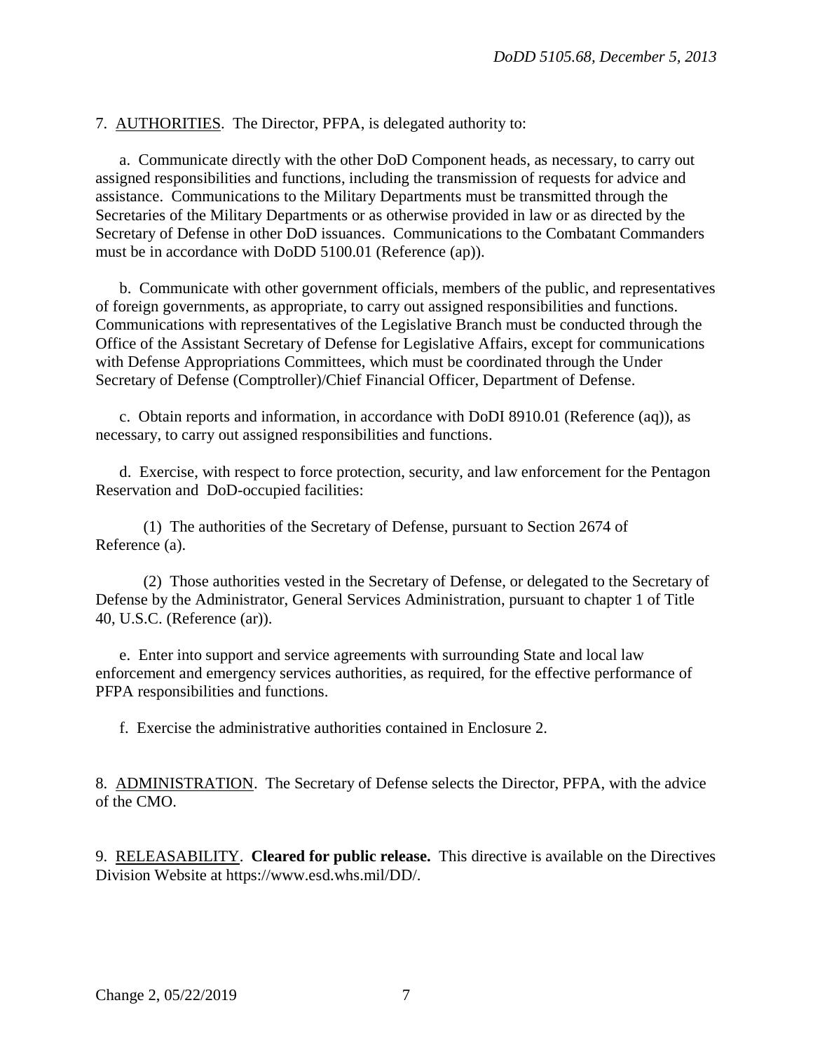7. AUTHORITIES. The Director, PFPA, is delegated authority to:

a. Communicate directly with the other DoD Component heads, as necessary, to carry out assigned responsibilities and functions, including the transmission of requests for advice and assistance. Communications to the Military Departments must be transmitted through the Secretaries of the Military Departments or as otherwise provided in law or as directed by the Secretary of Defense in other DoD issuances. Communications to the Combatant Commanders must be in accordance with DoDD 5100.01 (Reference (ap)).

b. Communicate with other government officials, members of the public, and representatives of foreign governments, as appropriate, to carry out assigned responsibilities and functions. Communications with representatives of the Legislative Branch must be conducted through the Office of the Assistant Secretary of Defense for Legislative Affairs, except for communications with Defense Appropriations Committees, which must be coordinated through the Under Secretary of Defense (Comptroller)/Chief Financial Officer, Department of Defense.

c. Obtain reports and information, in accordance with DoDI 8910.01 (Reference (aq)), as necessary, to carry out assigned responsibilities and functions.

d. Exercise, with respect to force protection, security, and law enforcement for the Pentagon Reservation and DoD-occupied facilities:

(1) The authorities of the Secretary of Defense, pursuant to Section 2674 of Reference (a).

(2) Those authorities vested in the Secretary of Defense, or delegated to the Secretary of Defense by the Administrator, General Services Administration, pursuant to chapter 1 of Title 40, U.S.C. (Reference (ar)).

e. Enter into support and service agreements with surrounding State and local law enforcement and emergency services authorities, as required, for the effective performance of PFPA responsibilities and functions.

f. Exercise the administrative authorities contained in Enclosure 2.

8. ADMINISTRATION. The Secretary of Defense selects the Director, PFPA, with the advice of the CMO.

9. RELEASABILITY. **Cleared for public release.** This directive is available on the Directives Division Website at https://www.esd.whs.mil/DD/.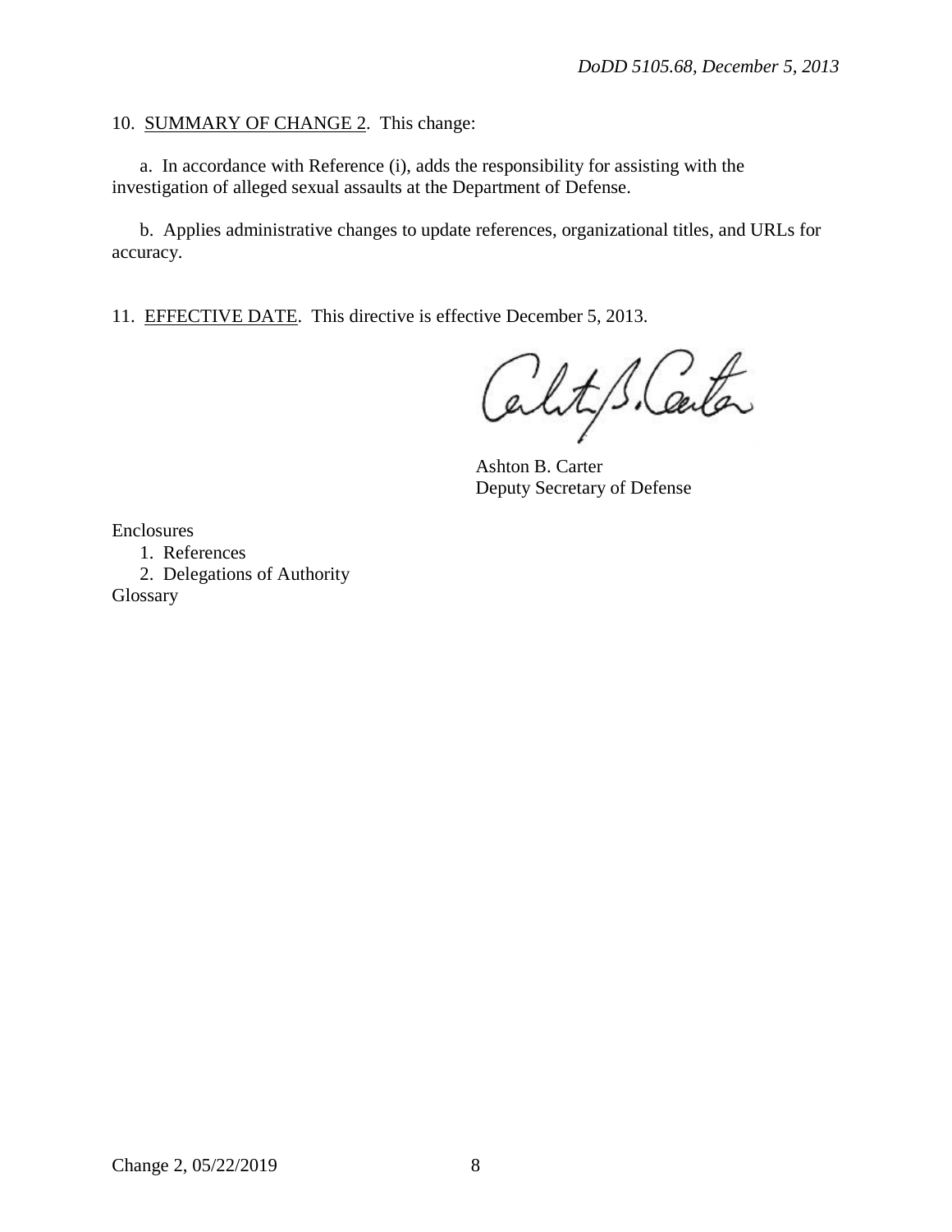10. <u>SUMMARY OF CHANGE 2</u>. This change:

a. In accordance with Reference (i), adds the responsibility for assisting with the investigation of alleged sexual assaults at the Department of Defense.

b. Applies administrative changes to update references, organizational titles, and URLs for accuracy.

11. <u>EFFECTIVE DATE</u>. This directive is effective December 5, 2013.

Ashton B. Carter
Deputy Secretary of Defense

Enclosures
1. References
2. Delegations of Authority
Glossary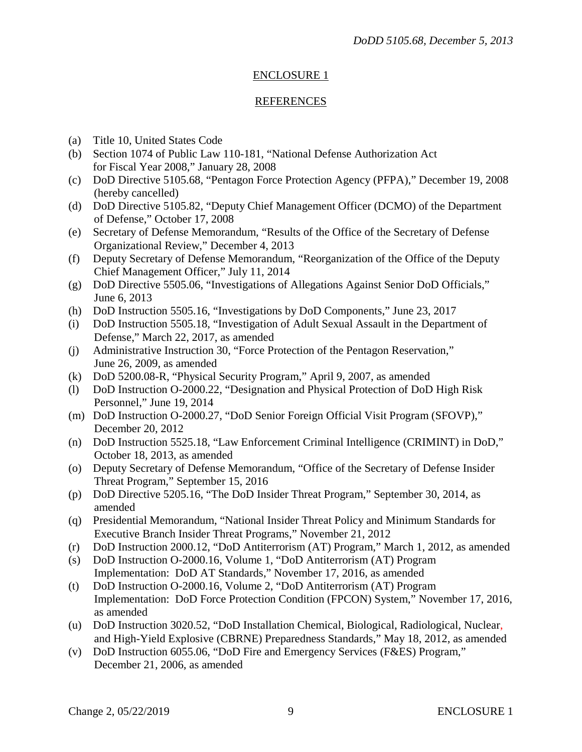## ENCLOSURE 1

## REFERENCES

(a) Title 10, United States Code
(b) Section 1074 of Public Law 110-181, "National Defense Authorization Act for Fiscal Year 2008," January 28, 2008
(c) DoD Directive 5105.68, "Pentagon Force Protection Agency (PFPA)," December 19, 2008 (hereby cancelled)
(d) DoD Directive 5105.82, "Deputy Chief Management Officer (DCMO) of the Department of Defense," October 17, 2008
(e) Secretary of Defense Memorandum, "Results of the Office of the Secretary of Defense Organizational Review," December 4, 2013
(f) Deputy Secretary of Defense Memorandum, "Reorganization of the Office of the Deputy Chief Management Officer," July 11, 2014
(g) DoD Directive 5505.06, "Investigations of Allegations Against Senior DoD Officials," June 6, 2013
(h) DoD Instruction 5505.16, "Investigations by DoD Components," June 23, 2017
(i) DoD Instruction 5505.18, "Investigation of Adult Sexual Assault in the Department of Defense," March 22, 2017, as amended
(j) Administrative Instruction 30, "Force Protection of the Pentagon Reservation," June 26, 2009, as amended
(k) DoD 5200.08-R, "Physical Security Program," April 9, 2007, as amended
(l) DoD Instruction O-2000.22, "Designation and Physical Protection of DoD High Risk Personnel," June 19, 2014
(m) DoD Instruction O-2000.27, "DoD Senior Foreign Official Visit Program (SFOVP)," December 20, 2012
(n) DoD Instruction 5525.18, "Law Enforcement Criminal Intelligence (CRIMINT) in DoD," October 18, 2013, as amended
(o) Deputy Secretary of Defense Memorandum, "Office of the Secretary of Defense Insider Threat Program," September 15, 2016
(p) DoD Directive 5205.16, "The DoD Insider Threat Program," September 30, 2014, as amended
(q) Presidential Memorandum, "National Insider Threat Policy and Minimum Standards for Executive Branch Insider Threat Programs," November 21, 2012
(r) DoD Instruction 2000.12, "DoD Antiterrorism (AT) Program," March 1, 2012, as amended
(s) DoD Instruction O-2000.16, Volume 1, "DoD Antiterrorism (AT) Program Implementation: DoD AT Standards," November 17, 2016, as amended
(t) DoD Instruction O-2000.16, Volume 2, "DoD Antiterrorism (AT) Program Implementation: DoD Force Protection Condition (FPCON) System," November 17, 2016, as amended
(u) DoD Instruction 3020.52, "DoD Installation Chemical, Biological, Radiological, Nuclear, and High-Yield Explosive (CBRNE) Preparedness Standards," May 18, 2012, as amended
(v) DoD Instruction 6055.06, "DoD Fire and Emergency Services (F&ES) Program," December 21, 2006, as amended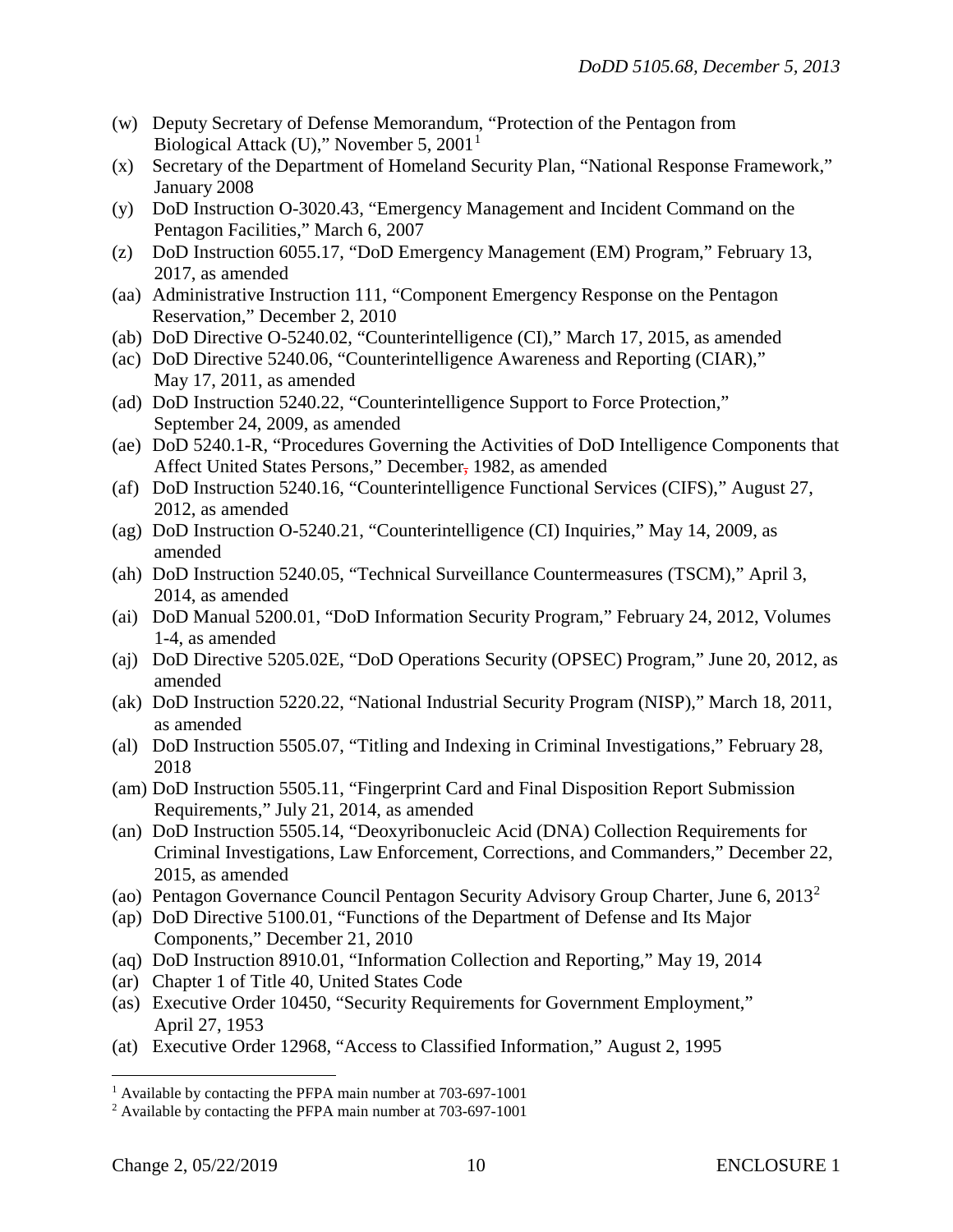(w) Deputy Secretary of Defense Memorandum, "Protection of the Pentagon from Biological Attack (U)," November 5, 2001[1]

(x) Secretary of the Department of Homeland Security Plan, "National Response Framework," January 2008

(y) DoD Instruction O-3020.43, "Emergency Management and Incident Command on the Pentagon Facilities," March 6, 2007

(z) DoD Instruction 6055.17, "DoD Emergency Management (EM) Program," February 13, 2017, as amended

(aa) Administrative Instruction 111, "Component Emergency Response on the Pentagon Reservation," December 2, 2010

(ab) DoD Directive O-5240.02, "Counterintelligence (CI)," March 17, 2015, as amended

(ac) DoD Directive 5240.06, "Counterintelligence Awareness and Reporting (CIAR)," May 17, 2011, as amended

(ad) DoD Instruction 5240.22, "Counterintelligence Support to Force Protection," September 24, 2009, as amended

(ae) DoD 5240.1-R, "Procedures Governing the Activities of DoD Intelligence Components that Affect United States Persons," December, 1982, as amended

(af) DoD Instruction 5240.16, "Counterintelligence Functional Services (CIFS)," August 27, 2012, as amended

(ag) DoD Instruction O-5240.21, "Counterintelligence (CI) Inquiries," May 14, 2009, as amended

(ah) DoD Instruction 5240.05, "Technical Surveillance Countermeasures (TSCM)," April 3, 2014, as amended

(ai) DoD Manual 5200.01, "DoD Information Security Program," February 24, 2012, Volumes 1-4, as amended

(aj) DoD Directive 5205.02E, "DoD Operations Security (OPSEC) Program," June 20, 2012, as amended

(ak) DoD Instruction 5220.22, "National Industrial Security Program (NISP)," March 18, 2011, as amended

(al) DoD Instruction 5505.07, "Titling and Indexing in Criminal Investigations," February 28, 2018

(am) DoD Instruction 5505.11, "Fingerprint Card and Final Disposition Report Submission Requirements," July 21, 2014, as amended

(an) DoD Instruction 5505.14, "Deoxyribonucleic Acid (DNA) Collection Requirements for Criminal Investigations, Law Enforcement, Corrections, and Commanders," December 22, 2015, as amended

(ao) Pentagon Governance Council Pentagon Security Advisory Group Charter, June 6, 2013[2]

(ap) DoD Directive 5100.01, "Functions of the Department of Defense and Its Major Components," December 21, 2010

(aq) DoD Instruction 8910.01, "Information Collection and Reporting," May 19, 2014

(ar) Chapter 1 of Title 40, United States Code

(as) Executive Order 10450, "Security Requirements for Government Employment," April 27, 1953

(at) Executive Order 12968, "Access to Classified Information," August 2, 1995

---

[1] Available by contacting the PFPA main number at 703-697-1001

[2] Available by contacting the PFPA main number at 703-697-1001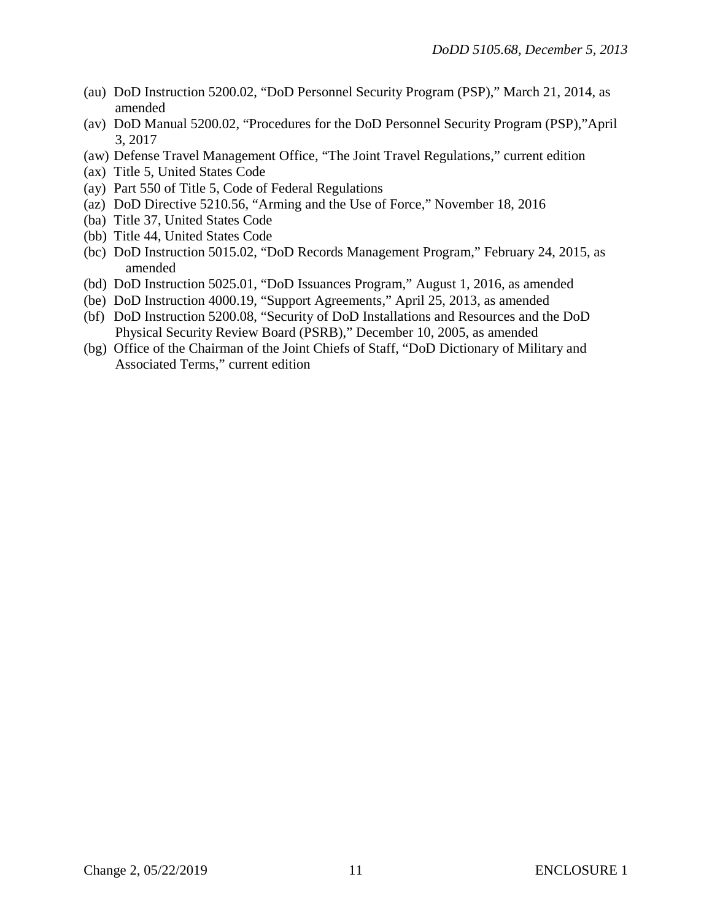(au) DoD Instruction 5200.02, “DoD Personnel Security Program (PSP),” March 21, 2014, as amended

(av) DoD Manual 5200.02, “Procedures for the DoD Personnel Security Program (PSP),”April 3, 2017

(aw) Defense Travel Management Office, “The Joint Travel Regulations,” current edition

(ax) Title 5, United States Code

(ay) Part 550 of Title 5, Code of Federal Regulations

(az) DoD Directive 5210.56, “Arming and the Use of Force,” November 18, 2016

(ba) Title 37, United States Code

(bb) Title 44, United States Code

(bc) DoD Instruction 5015.02, “DoD Records Management Program,” February 24, 2015, as amended

(bd) DoD Instruction 5025.01, “DoD Issuances Program,” August 1, 2016, as amended

(be) DoD Instruction 4000.19, “Support Agreements,” April 25, 2013, as amended

(bf) DoD Instruction 5200.08, “Security of DoD Installations and Resources and the DoD Physical Security Review Board (PSRB),” December 10, 2005, as amended

(bg) Office of the Chairman of the Joint Chiefs of Staff, “DoD Dictionary of Military and Associated Terms,” current edition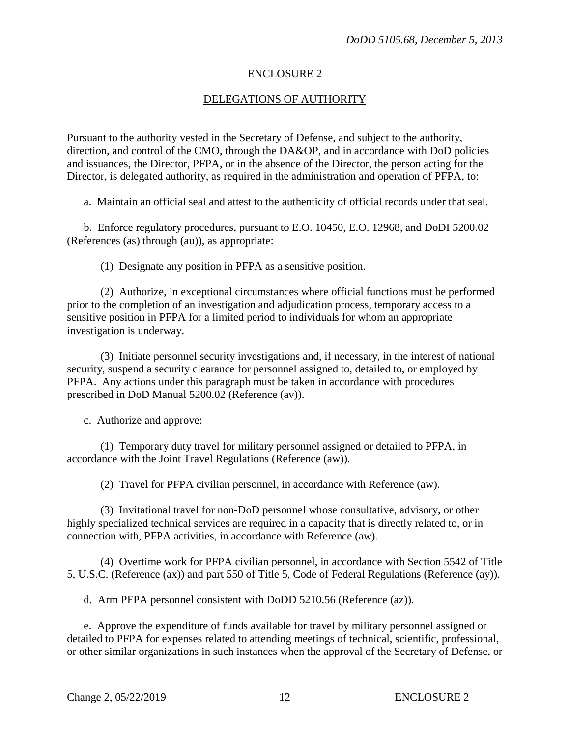## ENCLOSURE 2

## DELEGATIONS OF AUTHORITY

Pursuant to the authority vested in the Secretary of Defense, and subject to the authority, direction, and control of the CMO, through the DA&OP, and in accordance with DoD policies and issuances, the Director, PFPA, or in the absence of the Director, the person acting for the Director, is delegated authority, as required in the administration and operation of PFPA, to:

a. Maintain an official seal and attest to the authenticity of official records under that seal.

b. Enforce regulatory procedures, pursuant to E.O. 10450, E.O. 12968, and DoDI 5200.02 (References (as) through (au)), as appropriate:

(1) Designate any position in PFPA as a sensitive position.

(2) Authorize, in exceptional circumstances where official functions must be performed prior to the completion of an investigation and adjudication process, temporary access to a sensitive position in PFPA for a limited period to individuals for whom an appropriate investigation is underway.

(3) Initiate personnel security investigations and, if necessary, in the interest of national security, suspend a security clearance for personnel assigned to, detailed to, or employed by PFPA. Any actions under this paragraph must be taken in accordance with procedures prescribed in DoD Manual 5200.02 (Reference (av)).

c. Authorize and approve:

(1) Temporary duty travel for military personnel assigned or detailed to PFPA, in accordance with the Joint Travel Regulations (Reference (aw)).

(2) Travel for PFPA civilian personnel, in accordance with Reference (aw).

(3) Invitational travel for non-DoD personnel whose consultative, advisory, or other highly specialized technical services are required in a capacity that is directly related to, or in connection with, PFPA activities, in accordance with Reference (aw).

(4) Overtime work for PFPA civilian personnel, in accordance with Section 5542 of Title 5, U.S.C. (Reference (ax)) and part 550 of Title 5, Code of Federal Regulations (Reference (ay)).

d. Arm PFPA personnel consistent with DoDD 5210.56 (Reference (az)).

e. Approve the expenditure of funds available for travel by military personnel assigned or detailed to PFPA for expenses related to attending meetings of technical, scientific, professional, or other similar organizations in such instances when the approval of the Secretary of Defense, or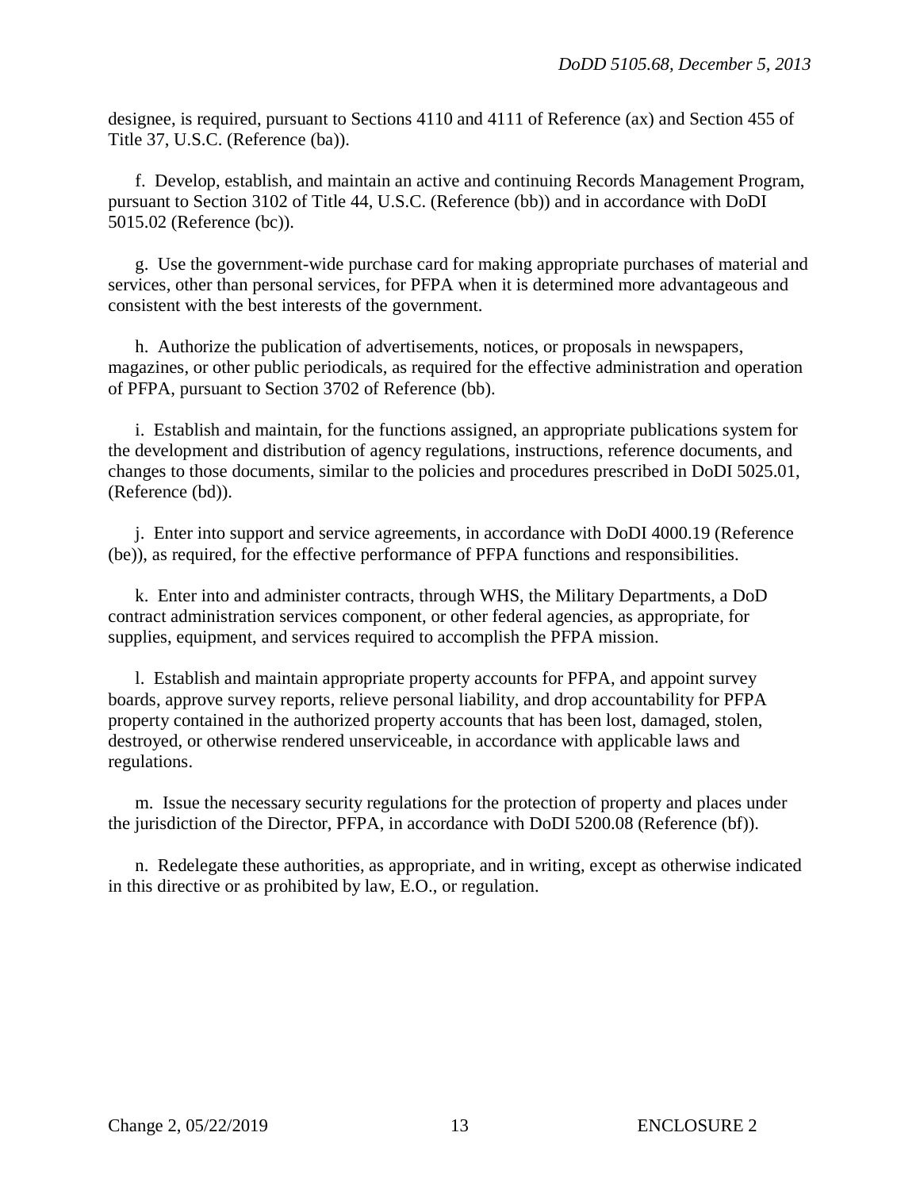designee, is required, pursuant to Sections 4110 and 4111 of Reference (ax) and Section 455 of Title 37, U.S.C. (Reference (ba)).

f. Develop, establish, and maintain an active and continuing Records Management Program, pursuant to Section 3102 of Title 44, U.S.C. (Reference (bb)) and in accordance with DoDI 5015.02 (Reference (bc)).

g. Use the government-wide purchase card for making appropriate purchases of material and services, other than personal services, for PFPA when it is determined more advantageous and consistent with the best interests of the government.

h. Authorize the publication of advertisements, notices, or proposals in newspapers, magazines, or other public periodicals, as required for the effective administration and operation of PFPA, pursuant to Section 3702 of Reference (bb).

i. Establish and maintain, for the functions assigned, an appropriate publications system for the development and distribution of agency regulations, instructions, reference documents, and changes to those documents, similar to the policies and procedures prescribed in DoDI 5025.01, (Reference (bd)).

j. Enter into support and service agreements, in accordance with DoDI 4000.19 (Reference (be)), as required, for the effective performance of PFPA functions and responsibilities.

k. Enter into and administer contracts, through WHS, the Military Departments, a DoD contract administration services component, or other federal agencies, as appropriate, for supplies, equipment, and services required to accomplish the PFPA mission.

l. Establish and maintain appropriate property accounts for PFPA, and appoint survey boards, approve survey reports, relieve personal liability, and drop accountability for PFPA property contained in the authorized property accounts that has been lost, damaged, stolen, destroyed, or otherwise rendered unserviceable, in accordance with applicable laws and regulations.

m. Issue the necessary security regulations for the protection of property and places under the jurisdiction of the Director, PFPA, in accordance with DoDI 5200.08 (Reference (bf)).

n. Redelegate these authorities, as appropriate, and in writing, except as otherwise indicated in this directive or as prohibited by law, E.O., or regulation.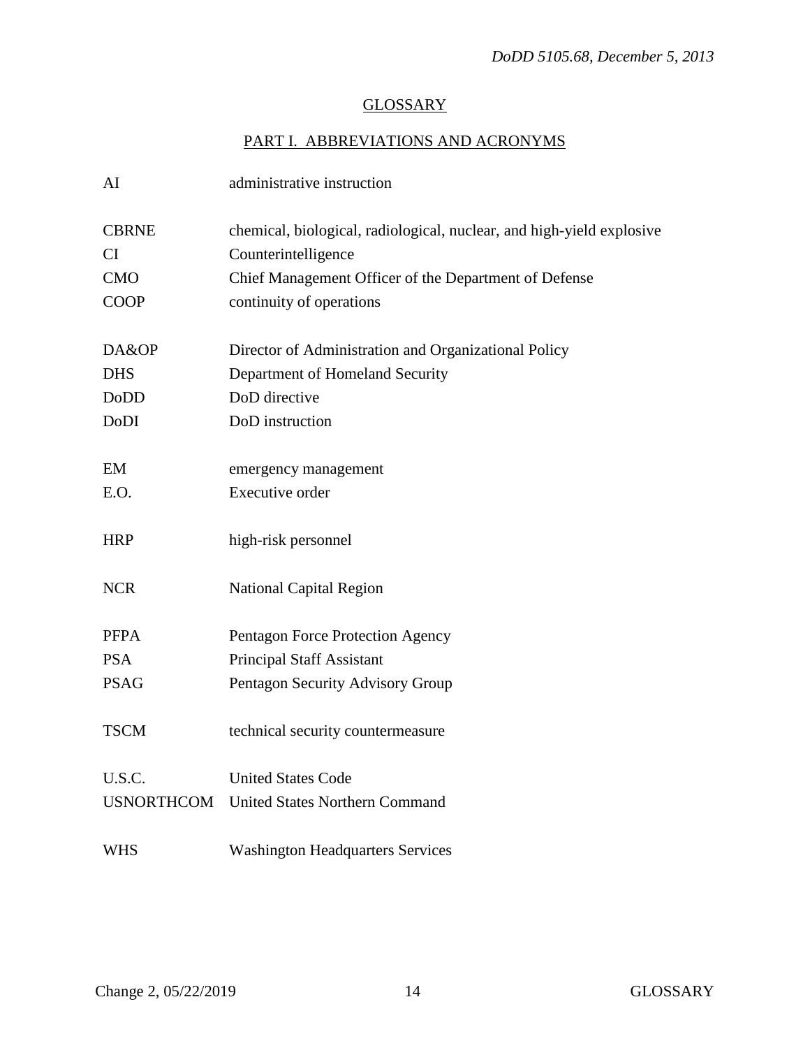## GLOSSARY

### PART I. ABBREVIATIONS AND ACRONYMS

| | |
|---|---|
| AI | administrative instruction |
| CBRNE | chemical, biological, radiological, nuclear, and high-yield explosive |
| CI | Counterintelligence |
| CMO | Chief Management Officer of the Department of Defense |
| COOP | continuity of operations |
| DA&OP | Director of Administration and Organizational Policy |
| DHS | Department of Homeland Security |
| DoDD | DoD directive |
| DoDI | DoD instruction |
| EM | emergency management |
| E.O. | Executive order |
| HRP | high-risk personnel |
| NCR | National Capital Region |
| PFPA | Pentagon Force Protection Agency |
| PSA | Principal Staff Assistant |
| PSAG | Pentagon Security Advisory Group |
| TSCM | technical security countermeasure |
| U.S.C. | United States Code |
| USNORTHCOM | United States Northern Command |
| WHS | Washington Headquarters Services |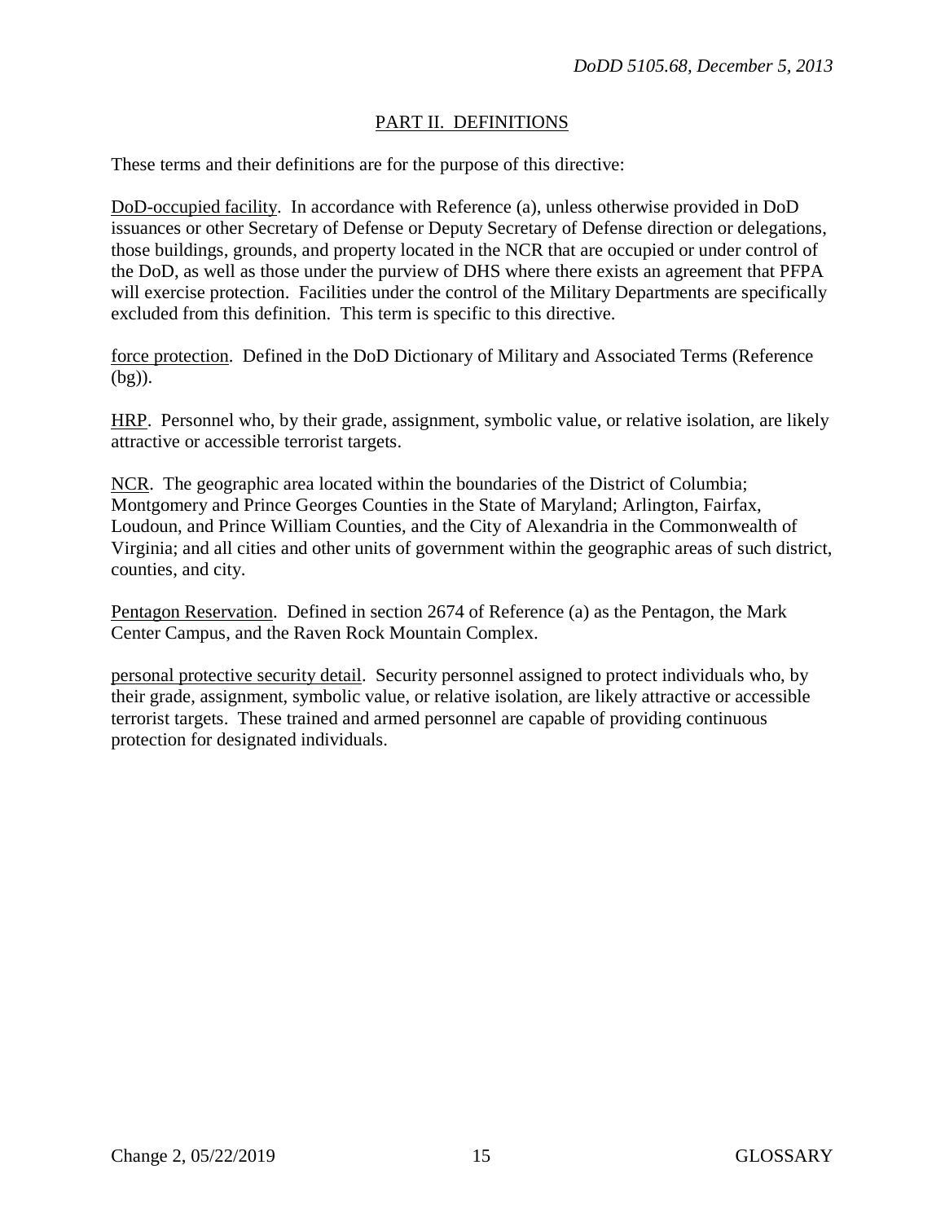## PART II. DEFINITIONS

These terms and their definitions are for the purpose of this directive:

DoD-occupied facility. In accordance with Reference (a), unless otherwise provided in DoD issuances or other Secretary of Defense or Deputy Secretary of Defense direction or delegations, those buildings, grounds, and property located in the NCR that are occupied or under control of the DoD, as well as those under the purview of DHS where there exists an agreement that PFPA will exercise protection. Facilities under the control of the Military Departments are specifically excluded from this definition. This term is specific to this directive.

force protection. Defined in the DoD Dictionary of Military and Associated Terms (Reference (bg)).

HRP. Personnel who, by their grade, assignment, symbolic value, or relative isolation, are likely attractive or accessible terrorist targets.

NCR. The geographic area located within the boundaries of the District of Columbia; Montgomery and Prince Georges Counties in the State of Maryland; Arlington, Fairfax, Loudoun, and Prince William Counties, and the City of Alexandria in the Commonwealth of Virginia; and all cities and other units of government within the geographic areas of such district, counties, and city.

Pentagon Reservation. Defined in section 2674 of Reference (a) as the Pentagon, the Mark Center Campus, and the Raven Rock Mountain Complex.

personal protective security detail. Security personnel assigned to protect individuals who, by their grade, assignment, symbolic value, or relative isolation, are likely attractive or accessible terrorist targets. These trained and armed personnel are capable of providing continuous protection for designated individuals.